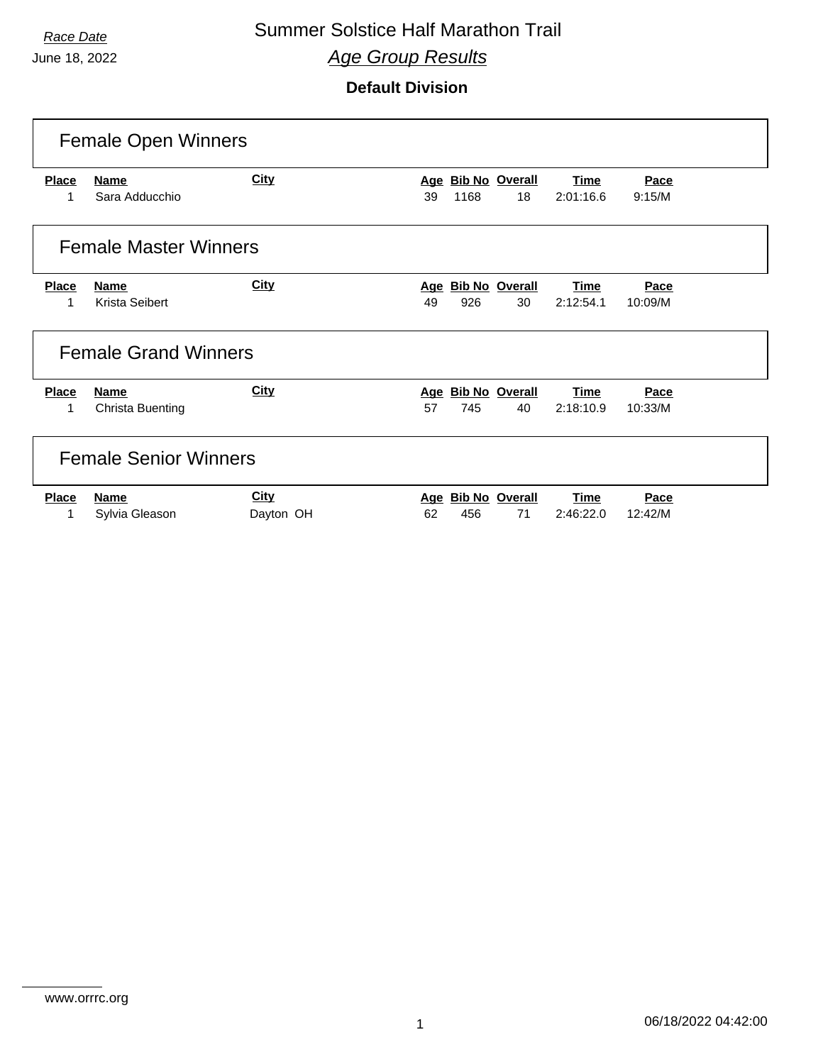*Race Date*

June 18, 2022

# Summer Solstice Half Marathon Trail

## *Age Group Results*

### Default Division

## Female Open Winners

| Place | Name | City | Age | Bib No | Overall | Time | Pace |
|---|---|---|---|---|---|---|---|
| 1 | Sara Adducchio | | 39 | 1168 | 18 | 2:01:16.6 | 9:15/M |

## Female Master Winners

| Place | Name | City | Age | Bib No | Overall | Time | Pace |
|---|---|---|---|---|---|---|---|
| 1 | Krista Seibert | | 49 | 926 | 30 | 2:12:54.1 | 10:09/M |

## Female Grand Winners

| Place | Name | City | Age | Bib No | Overall | Time | Pace |
|---|---|---|---|---|---|---|---|
| 1 | Christa Buenting | | 57 | 745 | 40 | 2:18:10.9 | 10:33/M |

## Female Senior Winners

| Place | Name | City | Age | Bib No | Overall | Time | Pace |
|---|---|---|---|---|---|---|---|
| 1 | Sylvia Gleason | Dayton OH | 62 | 456 | 71 | 2:46:22.0 | 12:42/M |

www.orrrc.org

06/18/2022 04:42:00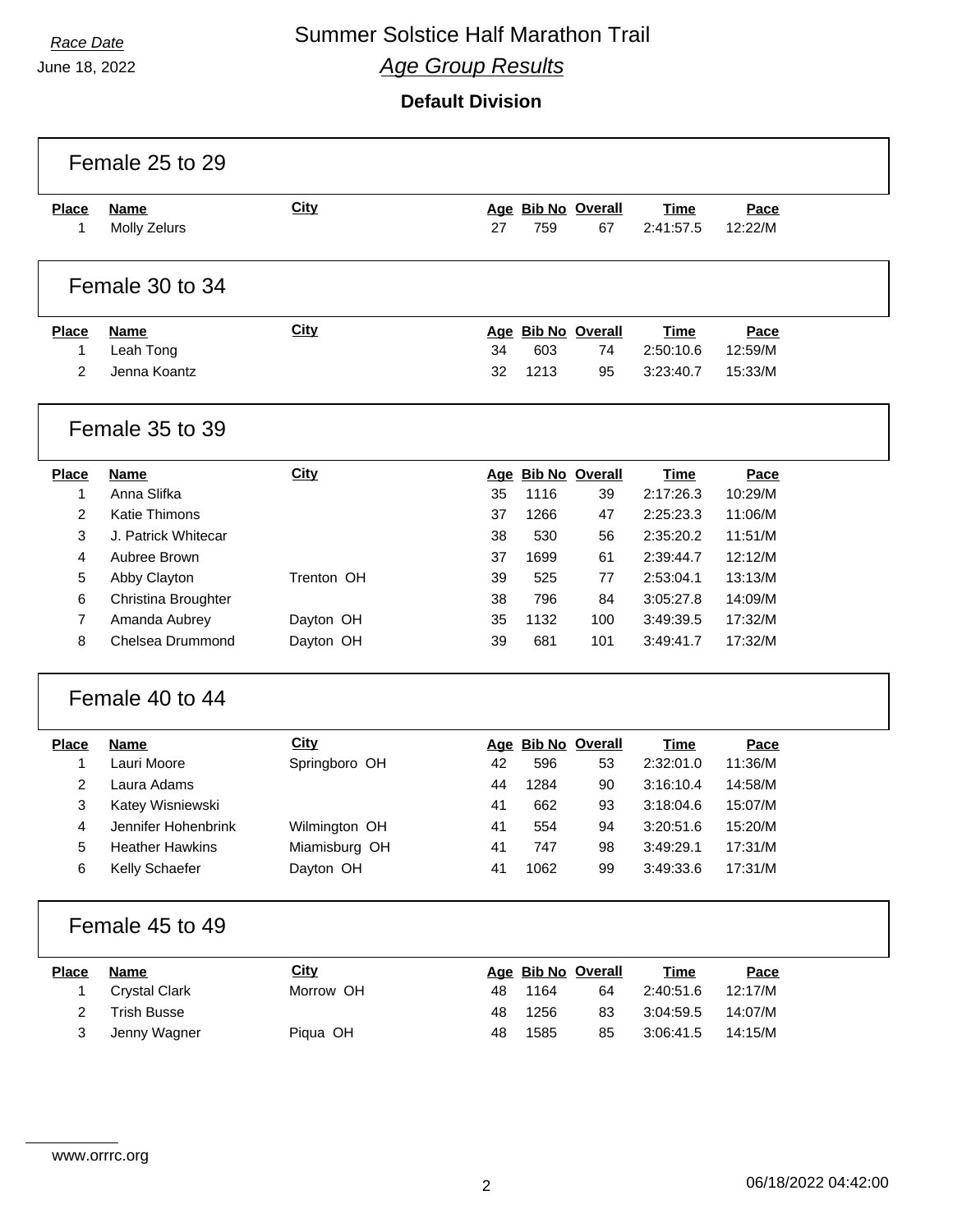Race Date

June 18, 2022

# Summer Solstice Half Marathon Trail

## Age Group Results

### Default Division

### Female 25 to 29

| Place | Name | City | Age | Bib No | Overall | Time | Pace |
|---|---|---|---|---|---|---|---|
| 1 | Molly Zelurs | | 27 | 759 | 67 | 2:41:57.5 | 12:22/M |

### Female 30 to 34

| Place | Name | City | Age | Bib No | Overall | Time | Pace |
|---|---|---|---|---|---|---|---|
| 1 | Leah Tong | | 34 | 603 | 74 | 2:50:10.6 | 12:59/M |
| 2 | Jenna Koantz | | 32 | 1213 | 95 | 3:23:40.7 | 15:33/M |

### Female 35 to 39

| Place | Name | City | Age | Bib No | Overall | Time | Pace |
|---|---|---|---|---|---|---|---|
| 1 | Anna Slifka | | 35 | 1116 | 39 | 2:17:26.3 | 10:29/M |
| 2 | Katie Thimons | | 37 | 1266 | 47 | 2:25:23.3 | 11:06/M |
| 3 | J. Patrick Whitecar | | 38 | 530 | 56 | 2:35:20.2 | 11:51/M |
| 4 | Aubree Brown | | 37 | 1699 | 61 | 2:39:44.7 | 12:12/M |
| 5 | Abby Clayton | Trenton OH | 39 | 525 | 77 | 2:53:04.1 | 13:13/M |
| 6 | Christina Broughter | | 38 | 796 | 84 | 3:05:27.8 | 14:09/M |
| 7 | Amanda Aubrey | Dayton OH | 35 | 1132 | 100 | 3:49:39.5 | 17:32/M |
| 8 | Chelsea Drummond | Dayton OH | 39 | 681 | 101 | 3:49:41.7 | 17:32/M |

### Female 40 to 44

| Place | Name | City | Age | Bib No | Overall | Time | Pace |
|---|---|---|---|---|---|---|---|
| 1 | Lauri Moore | Springboro OH | 42 | 596 | 53 | 2:32:01.0 | 11:36/M |
| 2 | Laura Adams | | 44 | 1284 | 90 | 3:16:10.4 | 14:58/M |
| 3 | Katey Wisniewski | | 41 | 662 | 93 | 3:18:04.6 | 15:07/M |
| 4 | Jennifer Hohenbrink | Wilmington OH | 41 | 554 | 94 | 3:20:51.6 | 15:20/M |
| 5 | Heather Hawkins | Miamisburg OH | 41 | 747 | 98 | 3:49:29.1 | 17:31/M |
| 6 | Kelly Schaefer | Dayton OH | 41 | 1062 | 99 | 3:49:33.6 | 17:31/M |

### Female 45 to 49

| Place | Name | City | Age | Bib No | Overall | Time | Pace |
|---|---|---|---|---|---|---|---|
| 1 | Crystal Clark | Morrow OH | 48 | 1164 | 64 | 2:40:51.6 | 12:17/M |
| 2 | Trish Busse | | 48 | 1256 | 83 | 3:04:59.5 | 14:07/M |
| 3 | Jenny Wagner | Piqua OH | 48 | 1585 | 85 | 3:06:41.5 | 14:15/M |

www.orrrc.org

06/18/2022 04:42:00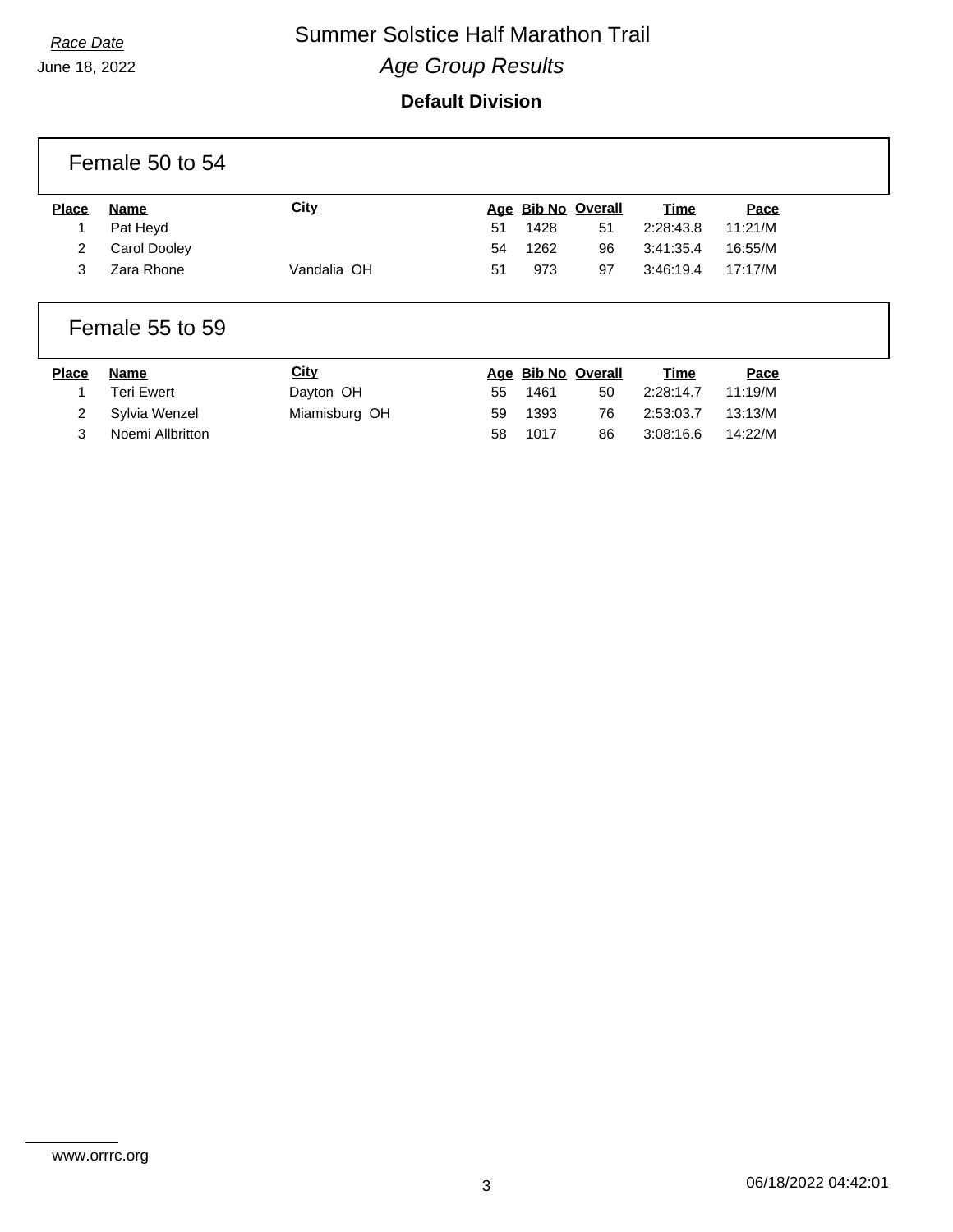*Race Date*

June 18, 2022

# Summer Solstice Half Marathon Trail

## *Age Group Results*

### Default Division

## Female 50 to 54

| Place | Name | City | Age | Bib No | Overall | Time | Pace |
|---|---|---|---|---|---|---|---|
| 1 | Pat Heyd | | 51 | 1428 | 51 | 2:28:43.8 | 11:21/M |
| 2 | Carol Dooley | | 54 | 1262 | 96 | 3:41:35.4 | 16:55/M |
| 3 | Zara Rhone | Vandalia OH | 51 | 973 | 97 | 3:46:19.4 | 17:17/M |

## Female 55 to 59

| Place | Name | City | Age | Bib No | Overall | Time | Pace |
|---|---|---|---|---|---|---|---|
| 1 | Teri Ewert | Dayton OH | 55 | 1461 | 50 | 2:28:14.7 | 11:19/M |
| 2 | Sylvia Wenzel | Miamisburg OH | 59 | 1393 | 76 | 2:53:03.7 | 13:13/M |
| 3 | Noemi Allbritton | | 58 | 1017 | 86 | 3:08:16.6 | 14:22/M |

www.orrrc.org

06/18/2022 04:42:01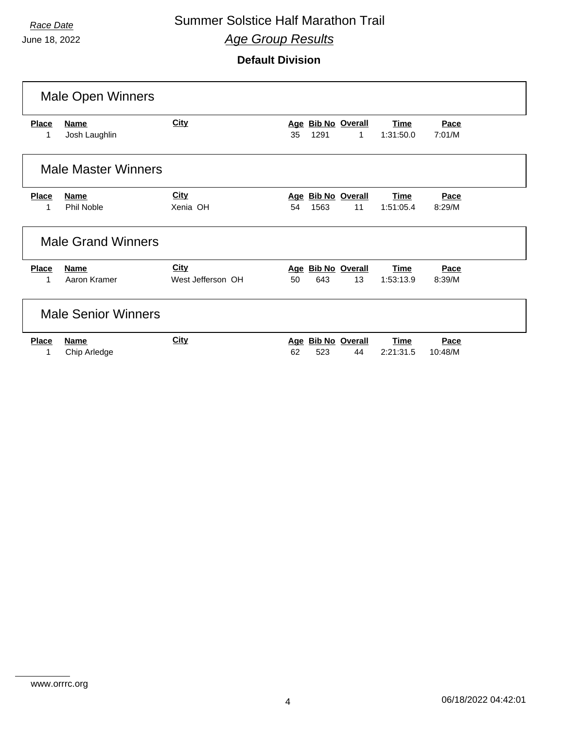*Race Date*
June 18, 2022

# Summer Solstice Half Marathon Trail

## *Age Group Results*

**Default Division**

### Male Open Winners

| Place | Name | City | Age | Bib No | Overall | Time | Pace |
|---|---|---|---|---|---|---|---|
| 1 | Josh Laughlin | | 35 | 1291 | 1 | 1:31:50.0 | 7:01/M |

### Male Master Winners

| Place | Name | City | Age | Bib No | Overall | Time | Pace |
|---|---|---|---|---|---|---|---|
| 1 | Phil Noble | Xenia OH | 54 | 1563 | 11 | 1:51:05.4 | 8:29/M |

### Male Grand Winners

| Place | Name | City | Age | Bib No | Overall | Time | Pace |
|---|---|---|---|---|---|---|---|
| 1 | Aaron Kramer | West Jefferson OH | 50 | 643 | 13 | 1:53:13.9 | 8:39/M |

### Male Senior Winners

| Place | Name | City | Age | Bib No | Overall | Time | Pace |
|---|---|---|---|---|---|---|---|
| 1 | Chip Arledge | | 62 | 523 | 44 | 2:21:31.5 | 10:48/M |

www.orrrc.org

06/18/2022 04:42:01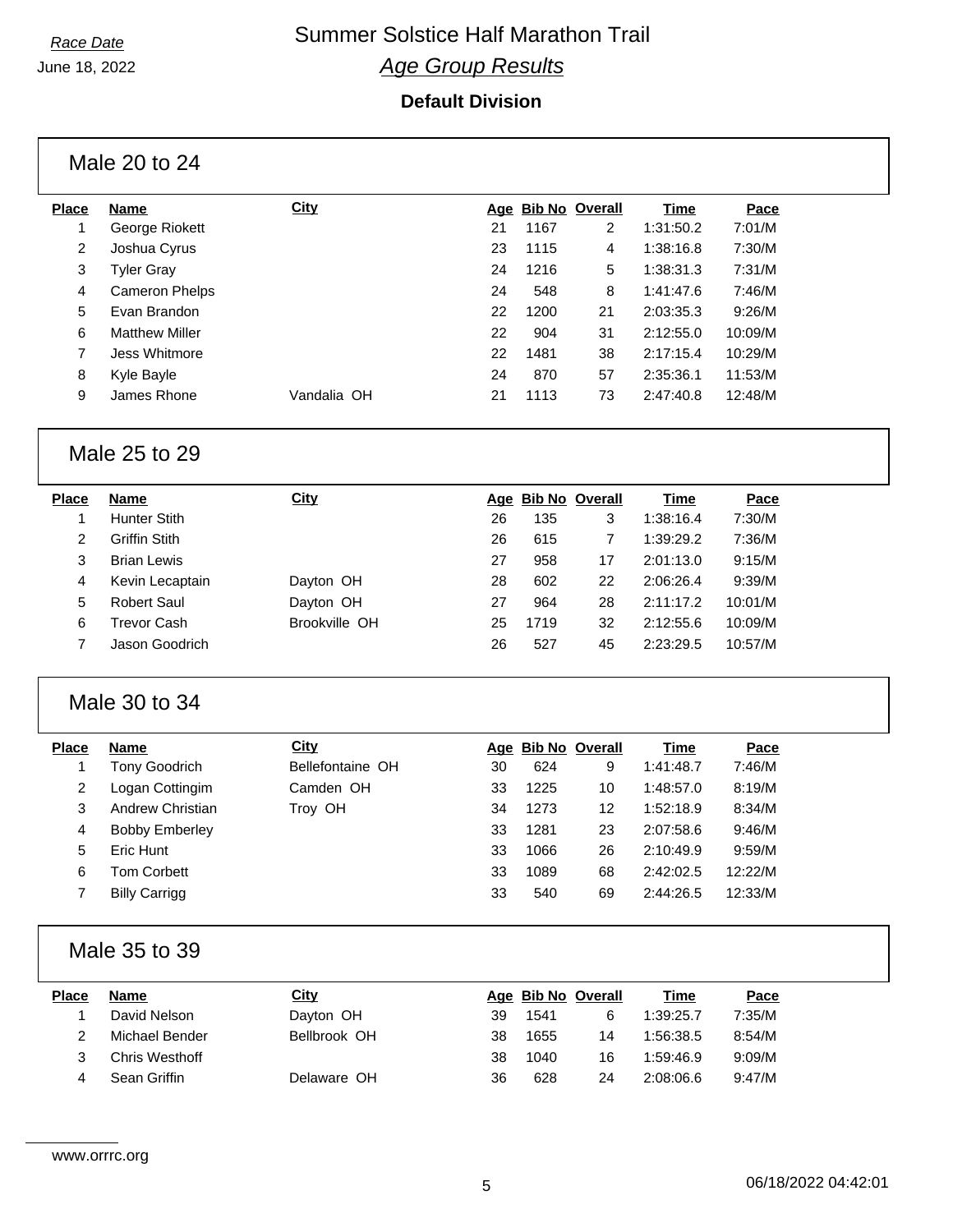# Summer Solstice Half Marathon Trail

*Race Date*
June 18, 2022

## *Age Group Results*

**Default Division**

### Male 20 to 24

| Place | Name | City | Age | Bib No | Overall | Time | Pace |
|---|---|---|---|---|---|---|---|
| 1 | George Riokett | | 21 | 1167 | 2 | 1:31:50.2 | 7:01/M |
| 2 | Joshua Cyrus | | 23 | 1115 | 4 | 1:38:16.8 | 7:30/M |
| 3 | Tyler Gray | | 24 | 1216 | 5 | 1:38:31.3 | 7:31/M |
| 4 | Cameron Phelps | | 24 | 548 | 8 | 1:41:47.6 | 7:46/M |
| 5 | Evan Brandon | | 22 | 1200 | 21 | 2:03:35.3 | 9:26/M |
| 6 | Matthew Miller | | 22 | 904 | 31 | 2:12:55.0 | 10:09/M |
| 7 | Jess Whitmore | | 22 | 1481 | 38 | 2:17:15.4 | 10:29/M |
| 8 | Kyle Bayle | | 24 | 870 | 57 | 2:35:36.1 | 11:53/M |
| 9 | James Rhone | Vandalia OH | 21 | 1113 | 73 | 2:47:40.8 | 12:48/M |

### Male 25 to 29

| Place | Name | City | Age | Bib No | Overall | Time | Pace |
|---|---|---|---|---|---|---|---|
| 1 | Hunter Stith | | 26 | 135 | 3 | 1:38:16.4 | 7:30/M |
| 2 | Griffin Stith | | 26 | 615 | 7 | 1:39:29.2 | 7:36/M |
| 3 | Brian Lewis | | 27 | 958 | 17 | 2:01:13.0 | 9:15/M |
| 4 | Kevin Lecaptain | Dayton OH | 28 | 602 | 22 | 2:06:26.4 | 9:39/M |
| 5 | Robert Saul | Dayton OH | 27 | 964 | 28 | 2:11:17.2 | 10:01/M |
| 6 | Trevor Cash | Brookville OH | 25 | 1719 | 32 | 2:12:55.6 | 10:09/M |
| 7 | Jason Goodrich | | 26 | 527 | 45 | 2:23:29.5 | 10:57/M |

### Male 30 to 34

| Place | Name | City | Age | Bib No | Overall | Time | Pace |
|---|---|---|---|---|---|---|---|
| 1 | Tony Goodrich | Bellefontaine OH | 30 | 624 | 9 | 1:41:48.7 | 7:46/M |
| 2 | Logan Cottingim | Camden OH | 33 | 1225 | 10 | 1:48:57.0 | 8:19/M |
| 3 | Andrew Christian | Troy OH | 34 | 1273 | 12 | 1:52:18.9 | 8:34/M |
| 4 | Bobby Emberley | | 33 | 1281 | 23 | 2:07:58.6 | 9:46/M |
| 5 | Eric Hunt | | 33 | 1066 | 26 | 2:10:49.9 | 9:59/M |
| 6 | Tom Corbett | | 33 | 1089 | 68 | 2:42:02.5 | 12:22/M |
| 7 | Billy Carrigg | | 33 | 540 | 69 | 2:44:26.5 | 12:33/M |

### Male 35 to 39

| Place | Name | City | Age | Bib No | Overall | Time | Pace |
|---|---|---|---|---|---|---|---|
| 1 | David Nelson | Dayton OH | 39 | 1541 | 6 | 1:39:25.7 | 7:35/M |
| 2 | Michael Bender | Bellbrook OH | 38 | 1655 | 14 | 1:56:38.5 | 8:54/M |
| 3 | Chris Westhoff | | 38 | 1040 | 16 | 1:59:46.9 | 9:09/M |
| 4 | Sean Griffin | Delaware OH | 36 | 628 | 24 | 2:08:06.6 | 9:47/M |

www.orrrc.org

06/18/2022 04:42:01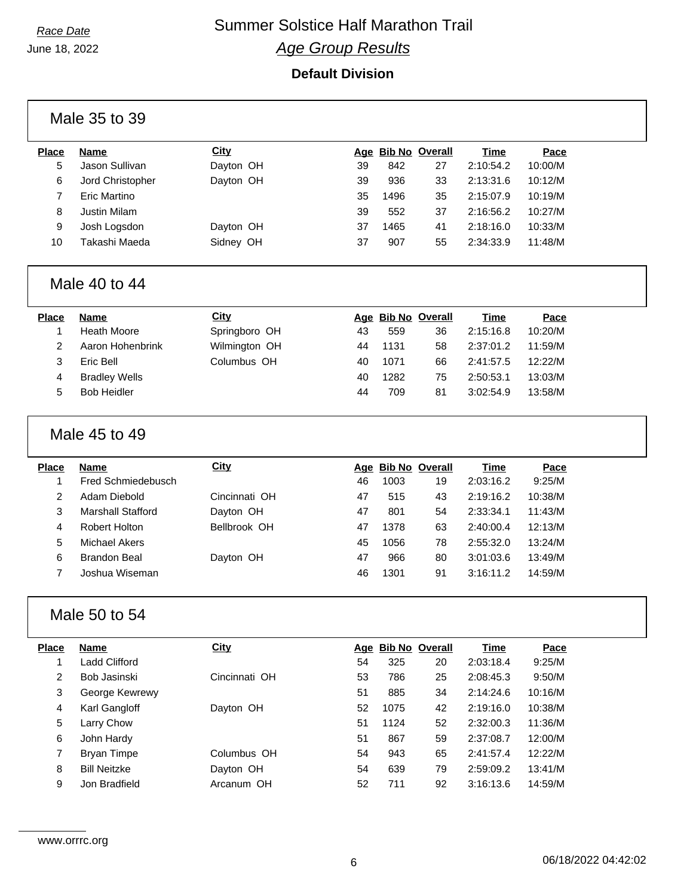*Race Date*
June 18, 2022

# Summer Solstice Half Marathon Trail

## *Age Group Results*

### Default Division

#### Male 35 to 39

| Place | Name | City | Age | Bib No | Overall | Time | Pace |
|---|---|---|---|---|---|---|---|
| 5 | Jason Sullivan | Dayton OH | 39 | 842 | 27 | 2:10:54.2 | 10:00/M |
| 6 | Jord Christopher | Dayton OH | 39 | 936 | 33 | 2:13:31.6 | 10:12/M |
| 7 | Eric Martino | | 35 | 1496 | 35 | 2:15:07.9 | 10:19/M |
| 8 | Justin Milam | | 39 | 552 | 37 | 2:16:56.2 | 10:27/M |
| 9 | Josh Logsdon | Dayton OH | 37 | 1465 | 41 | 2:18:16.0 | 10:33/M |
| 10 | Takashi Maeda | Sidney OH | 37 | 907 | 55 | 2:34:33.9 | 11:48/M |

#### Male 40 to 44

| Place | Name | City | Age | Bib No | Overall | Time | Pace |
|---|---|---|---|---|---|---|---|
| 1 | Heath Moore | Springboro OH | 43 | 559 | 36 | 2:15:16.8 | 10:20/M |
| 2 | Aaron Hohenbrink | Wilmington OH | 44 | 1131 | 58 | 2:37:01.2 | 11:59/M |
| 3 | Eric Bell | Columbus OH | 40 | 1071 | 66 | 2:41:57.5 | 12:22/M |
| 4 | Bradley Wells | | 40 | 1282 | 75 | 2:50:53.1 | 13:03/M |
| 5 | Bob Heidler | | 44 | 709 | 81 | 3:02:54.9 | 13:58/M |

#### Male 45 to 49

| Place | Name | City | Age | Bib No | Overall | Time | Pace |
|---|---|---|---|---|---|---|---|
| 1 | Fred Schmiedebusch | | 46 | 1003 | 19 | 2:03:16.2 | 9:25/M |
| 2 | Adam Diebold | Cincinnati OH | 47 | 515 | 43 | 2:19:16.2 | 10:38/M |
| 3 | Marshall Stafford | Dayton OH | 47 | 801 | 54 | 2:33:34.1 | 11:43/M |
| 4 | Robert Holton | Bellbrook OH | 47 | 1378 | 63 | 2:40:00.4 | 12:13/M |
| 5 | Michael Akers | | 45 | 1056 | 78 | 2:55:32.0 | 13:24/M |
| 6 | Brandon Beal | Dayton OH | 47 | 966 | 80 | 3:01:03.6 | 13:49/M |
| 7 | Joshua Wiseman | | 46 | 1301 | 91 | 3:16:11.2 | 14:59/M |

#### Male 50 to 54

| Place | Name | City | Age | Bib No | Overall | Time | Pace |
|---|---|---|---|---|---|---|---|
| 1 | Ladd Clifford | | 54 | 325 | 20 | 2:03:18.4 | 9:25/M |
| 2 | Bob Jasinski | Cincinnati OH | 53 | 786 | 25 | 2:08:45.3 | 9:50/M |
| 3 | George Kewrewy | | 51 | 885 | 34 | 2:14:24.6 | 10:16/M |
| 4 | Karl Gangloff | Dayton OH | 52 | 1075 | 42 | 2:19:16.0 | 10:38/M |
| 5 | Larry Chow | | 51 | 1124 | 52 | 2:32:00.3 | 11:36/M |
| 6 | John Hardy | | 51 | 867 | 59 | 2:37:08.7 | 12:00/M |
| 7 | Bryan Timpe | Columbus OH | 54 | 943 | 65 | 2:41:57.4 | 12:22/M |
| 8 | Bill Neitzke | Dayton OH | 54 | 639 | 79 | 2:59:09.2 | 13:41/M |
| 9 | Jon Bradfield | Arcanum OH | 52 | 711 | 92 | 3:16:13.6 | 14:59/M |

www.orrrc.org

06/18/2022 04:42:02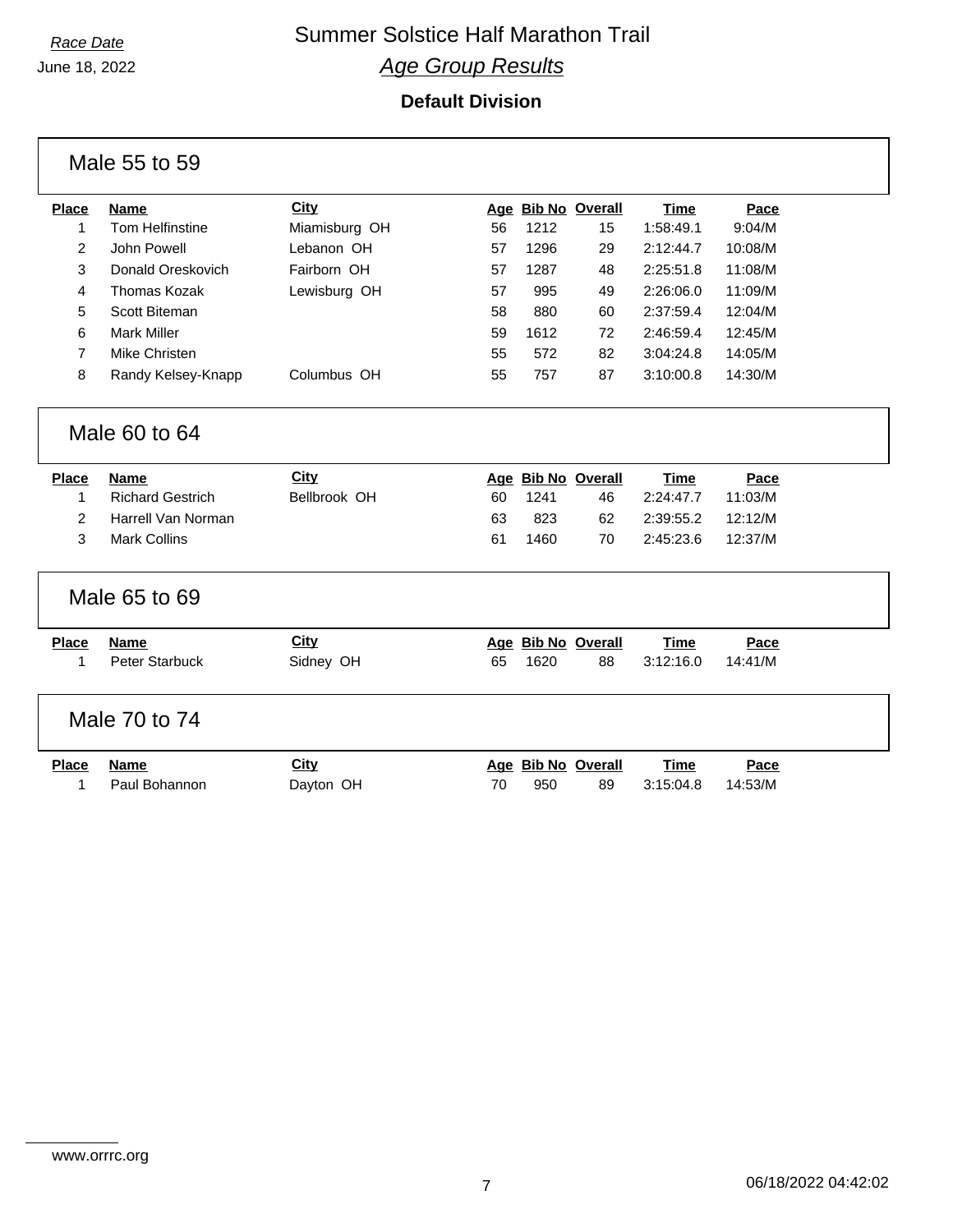# Summer Solstice Half Marathon Trail

## *Age Group Results*

*Race Date*
June 18, 2022

**Default Division**

### Male 55 to 59

| Place | Name | City | Age | Bib No | Overall | Time | Pace |
|---|---|---|---|---|---|---|---|
| 1 | Tom Helfinstine | Miamisburg OH | 56 | 1212 | 15 | 1:58:49.1 | 9:04/M |
| 2 | John Powell | Lebanon OH | 57 | 1296 | 29 | 2:12:44.7 | 10:08/M |
| 3 | Donald Oreskovich | Fairborn OH | 57 | 1287 | 48 | 2:25:51.8 | 11:08/M |
| 4 | Thomas Kozak | Lewisburg OH | 57 | 995 | 49 | 2:26:06.0 | 11:09/M |
| 5 | Scott Biteman | | 58 | 880 | 60 | 2:37:59.4 | 12:04/M |
| 6 | Mark Miller | | 59 | 1612 | 72 | 2:46:59.4 | 12:45/M |
| 7 | Mike Christen | | 55 | 572 | 82 | 3:04:24.8 | 14:05/M |
| 8 | Randy Kelsey-Knapp | Columbus OH | 55 | 757 | 87 | 3:10:00.8 | 14:30/M |

### Male 60 to 64

| Place | Name | City | Age | Bib No | Overall | Time | Pace |
|---|---|---|---|---|---|---|---|
| 1 | Richard Gestrich | Bellbrook OH | 60 | 1241 | 46 | 2:24:47.7 | 11:03/M |
| 2 | Harrell Van Norman | | 63 | 823 | 62 | 2:39:55.2 | 12:12/M |
| 3 | Mark Collins | | 61 | 1460 | 70 | 2:45:23.6 | 12:37/M |

### Male 65 to 69

| Place | Name | City | Age | Bib No | Overall | Time | Pace |
|---|---|---|---|---|---|---|---|
| 1 | Peter Starbuck | Sidney OH | 65 | 1620 | 88 | 3:12:16.0 | 14:41/M |

### Male 70 to 74

| Place | Name | City | Age | Bib No | Overall | Time | Pace |
|---|---|---|---|---|---|---|---|
| 1 | Paul Bohannon | Dayton OH | 70 | 950 | 89 | 3:15:04.8 | 14:53/M |

www.orrrc.org

06/18/2022 04:42:02